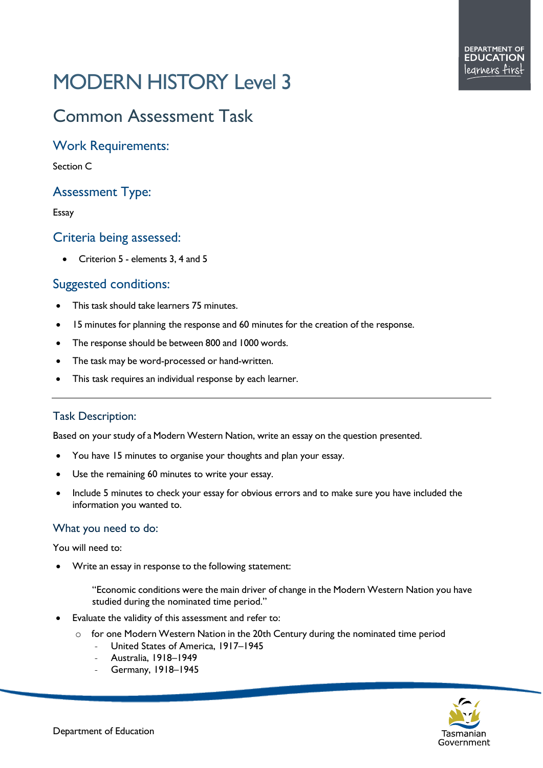# MODERN HISTORY Level 3

## Common Assessment Task

### Work Requirements:

Section C

### Assessment Type:

Essay

### Criteria being assessed:

- Criterion 5 - elements 3, 4 and 5

### Suggested conditions:

- This task should take learners 75 minutes.
- 15 minutes for planning the response and 60 minutes for the creation of the response.
- The response should be between 800 and 1000 words.
- The task may be word-processed or hand-written.
- This task requires an individual response by each learner.

---

### Task Description:

Based on your study of a Modern Western Nation, write an essay on the question presented.

- You have 15 minutes to organise your thoughts and plan your essay.
- Use the remaining 60 minutes to write your essay.
- Include 5 minutes to check your essay for obvious errors and to make sure you have included the information you wanted to.

### What you need to do:

You will need to:

- Write an essay in response to the following statement:

  "Economic conditions were the main driver of change in the Modern Western Nation you have studied during the nominated time period."

- Evaluate the validity of this assessment and refer to:
  - for one Modern Western Nation in the 20th Century during the nominated time period
    - United States of America, 1917–1945
    - Australia, 1918–1949
    - Germany, 1918–1945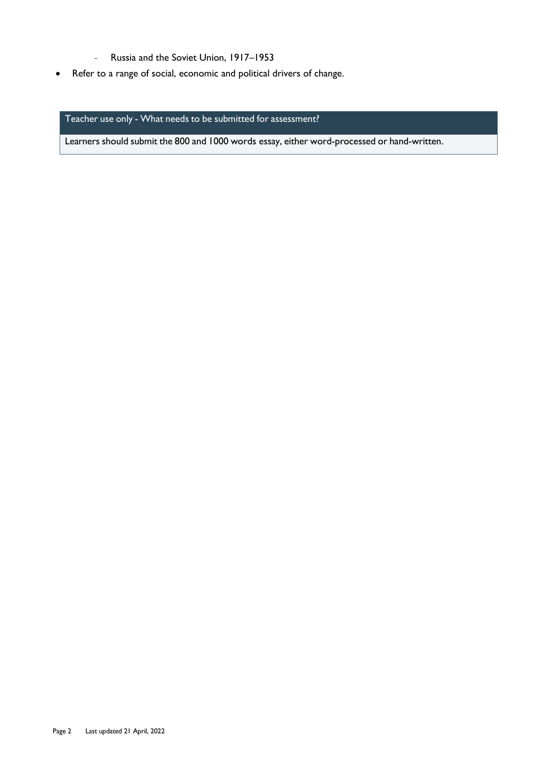- Russia and the Soviet Union, 1917–1953
- Refer to a range of social, economic and political drivers of change.

| Teacher use only - What needs to be submitted for assessment? |
| --- |
| Learners should submit the 800 and 1000 words essay, either word-processed or hand-written. |